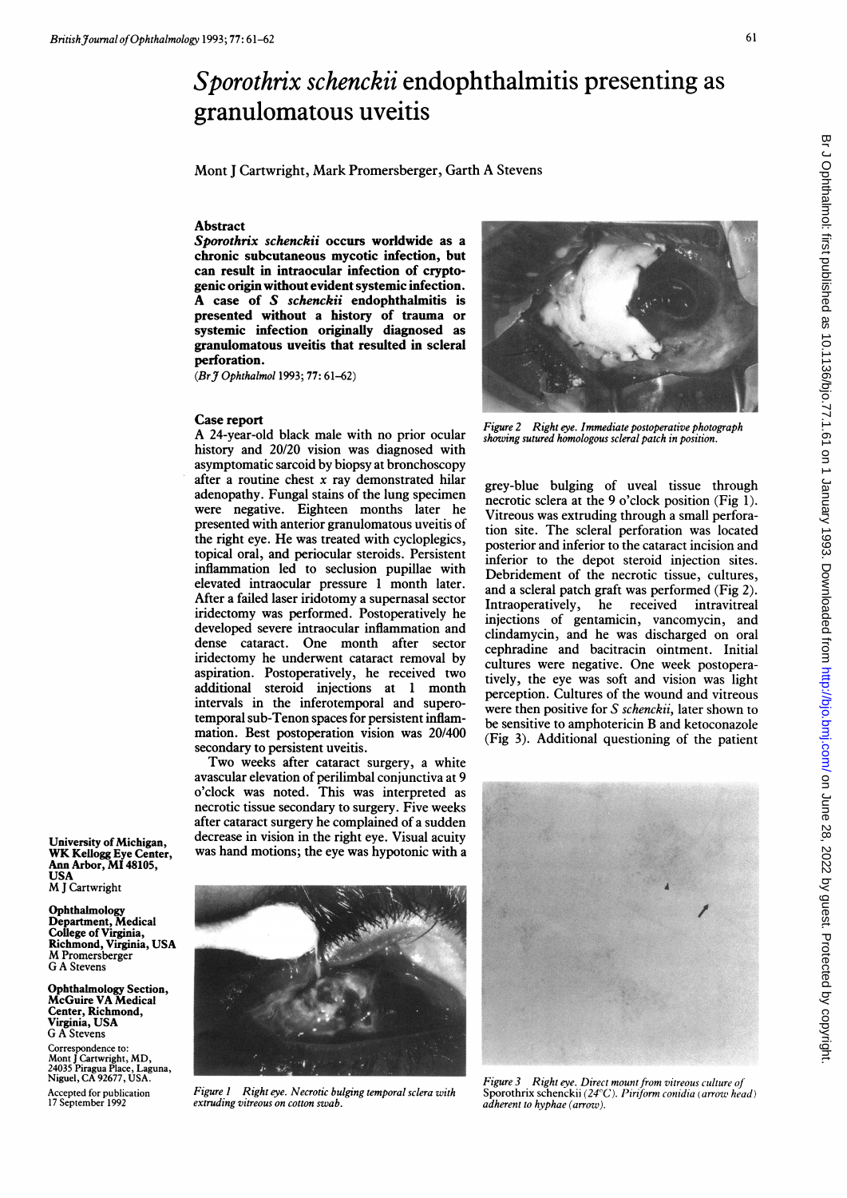# *Sporothrix schenckii* endophthalmitis presenting as granulomatous uveitis

Mont J Cartwright, Mark Promersberger, Garth A Stevens

## Abstract

***Sporothrix schenckii* occurs worldwide as a chronic subcutaneous mycotic infection, but can result in intraocular infection of cryptogenic origin without evident systemic infection. A case of *S schenckii* endophthalmitis is presented without a history of trauma or systemic infection originally diagnosed as granulomatous uveitis that resulted in scleral perforation.**

(*Br J Ophthalmol* 1993; 77: 61–62)

## Case report

A 24-year-old black male with no prior ocular history and 20/20 vision was diagnosed with asymptomatic sarcoid by biopsy at bronchoscopy after a routine chest x ray demonstrated hilar adenopathy. Fungal stains of the lung specimen were negative. Eighteen months later he presented with anterior granulomatous uveitis of the right eye. He was treated with cycloplegics, topical oral, and periocular steroids. Persistent inflammation led to seclusion pupillae with elevated intraocular pressure 1 month later. After a failed laser iridotomy a supernasal sector iridectomy was performed. Postoperatively he developed severe intraocular inflammation and dense cataract. One month after sector iridectomy he underwent cataract removal by aspiration. Postoperatively, he received two additional steroid injections at 1 month intervals in the inferotemporal and superotemporal sub-Tenon spaces for persistent inflammation. Best postoperation vision was 20/400 secondary to persistent uveitis.

Two weeks after cataract surgery, a white avascular elevation of perilimbal conjunctiva at 9 o'clock was noted. This was interpreted as necrotic tissue secondary to surgery. Five weeks after cataract surgery he complained of a sudden decrease in vision in the right eye. Visual acuity was hand motions; the eye was hypotonic with a grey-blue bulging of uveal tissue through necrotic sclera at the 9 o'clock position (Fig 1). Vitreous was extruding through a small perforation site. The scleral perforation was located posterior and inferior to the cataract incision and inferior to the depot steroid injection sites. Debridement of the necrotic tissue, cultures, and a scleral patch graft was performed (Fig 2). Intraoperatively, he received intravitreal injections of gentamicin, vancomycin, and clindamycin, and he was discharged on oral cephradine and bacitracin ointment. Initial cultures were negative. One week postoperatively, the eye was soft and vision was light perception. Cultures of the wound and vitreous were then positive for *S schenckii*, later shown to be sensitive to amphotericin B and ketoconazole (Fig 3). Additional questioning of the patient

Figure 1 Right eye. Necrotic bulging temporal sclera with extruding vitreous on cotton swab.

Figure 2 Right eye. Immediate postoperative photograph showing sutured homologous scleral patch in position.

Figure 3 Right eye. Direct mount from vitreous culture of Sporothrix schenckii (24°C). Piriform conidia (arrow head) adherent to hyphae (arrow).

University of Michigan, WK Kellogg Eye Center, Ann Arbor, MI 48105, USA
M J Cartwright

Ophthalmology Department, Medical College of Virginia, Richmond, Virginia, USA
M Promersberger
G A Stevens

Ophthalmology Section, McGuire VA Medical Center, Richmond, Virginia, USA
G A Stevens

Correspondence to: Mont J Cartwright, MD, 24035 Piragua Place, Laguna, Niguel, CA 92677, USA.

Accepted for publication 17 September 1992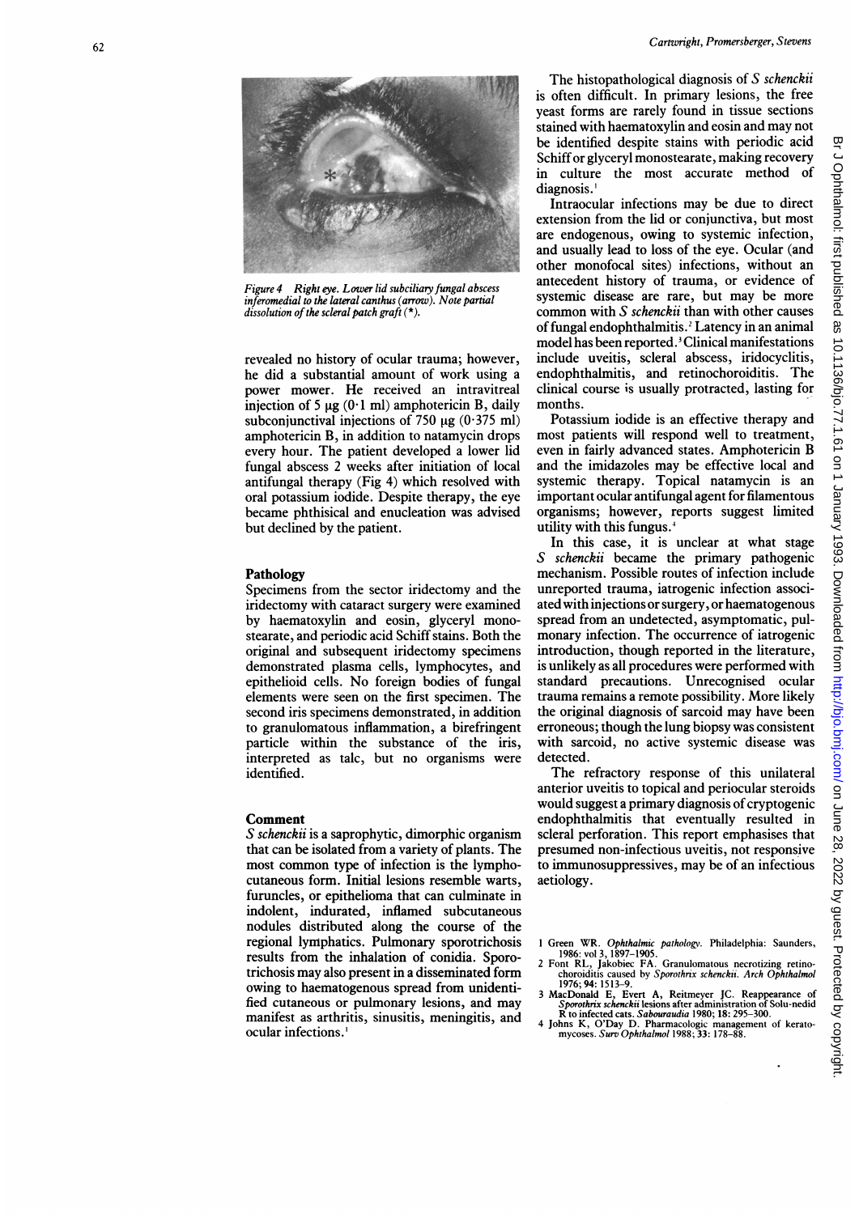Figure 4 Right eye. Lower lid subciliary fungal abscess inferomedial to the lateral canthus (arrow). Note partial dissolution of the scleral patch graft (*).

revealed no history of ocular trauma; however, he did a substantial amount of work using a power mower. He received an intravitreal injection of 5 µg (0·1 ml) amphotericin B, daily subconjunctival injections of 750 µg (0·375 ml) amphotericin B, in addition to natamycin drops every hour. The patient developed a lower lid fungal abscess 2 weeks after initiation of local antifungal therapy (Fig 4) which resolved with oral potassium iodide. Despite therapy, the eye became phthisical and enucleation was advised but declined by the patient.

## Pathology

Specimens from the sector iridectomy and the iridectomy with cataract surgery were examined by haematoxylin and eosin, glyceryl monostearate, and periodic acid Schiff stains. Both the original and subsequent iridectomy specimens demonstrated plasma cells, lymphocytes, and epithelioid cells. No foreign bodies of fungal elements were seen on the first specimen. The second iris specimens demonstrated, in addition to granulomatous inflammation, a birefringent particle within the substance of the iris, interpreted as talc, but no organisms were identified.

## Comment

*S schenckii* is a saprophytic, dimorphic organism that can be isolated from a variety of plants. The most common type of infection is the lymphocutaneous form. Initial lesions resemble warts, furuncles, or epithelioma that can culminate in indolent, indurated, inflamed subcutaneous nodules distributed along the course of the regional lymphatics. Pulmonary sporotrichosis results from the inhalation of conidia. Sporotrichosis may also present in a disseminated form owing to haematogenous spread from unidentified cutaneous or pulmonary lesions, and may manifest as arthritis, sinusitis, meningitis, and ocular infections.[1]

The histopathological diagnosis of *S schenckii* is often difficult. In primary lesions, the free yeast forms are rarely found in tissue sections stained with haematoxylin and eosin and may not be identified despite stains with periodic acid Schiff or glyceryl monostearate, making recovery in culture the most accurate method of diagnosis.[1]

Intraocular infections may be due to direct extension from the lid or conjunctiva, but most are endogenous, owing to systemic infection, and usually lead to loss of the eye. Ocular (and other monofocal sites) infections, without an antecedent history of trauma, or evidence of systemic disease are rare, but may be more common with *S schenckii* than with other causes of fungal endophthalmitis.[2] Latency in an animal model has been reported.[3] Clinical manifestations include uveitis, scleral abscess, iridocyclitis, endophthalmitis, and retinochoroiditis. The clinical course is usually protracted, lasting for months.

Potassium iodide is an effective therapy and most patients will respond well to treatment, even in fairly advanced states. Amphotericin B and the imidazoles may be effective local and systemic therapy. Topical natamycin is an important ocular antifungal agent for filamentous organisms; however, reports suggest limited utility with this fungus.[4]

In this case, it is unclear at what stage *S schenckii* became the primary pathogenic mechanism. Possible routes of infection include unreported trauma, iatrogenic infection associated with injections or surgery, or haematogenous spread from an undetected, asymptomatic, pulmonary infection. The occurrence of iatrogenic introduction, though reported in the literature, is unlikely as all procedures were performed with standard precautions. Unrecognised ocular trauma remains a remote possibility. More likely the original diagnosis of sarcoid may have been erroneous; though the lung biopsy was consistent with sarcoid, no active systemic disease was detected.

The refractory response of this unilateral anterior uveitis to topical and periocular steroids would suggest a primary diagnosis of cryptogenic endophthalmitis that eventually resulted in scleral perforation. This report emphasises that presumed non-infectious uveitis, not responsive to immunosuppressives, may be of an infectious aetiology.

1 Green WR. *Ophthalmic pathology*. Philadelphia: Saunders, 1986: vol 3, 1897–1905.
2 Font RL, Jakobiec FA. Granulomatous necrotizing retinochoroiditis caused by *Sporothrix schenckii*. *Arch Ophthalmol* 1976; 94: 1513–9.
3 MacDonald E, Evert A, Reitmeyer JC. Reappearance of *Sporothrix schenckii* lesions after administration of Solu-nedid R to infected cats. *Sabouraudia* 1980; 18: 295–300.
4 Johns K, O'Day D. Pharmacologic management of keratomycoses. *Surv Ophthalmol* 1988; 33: 178–88.